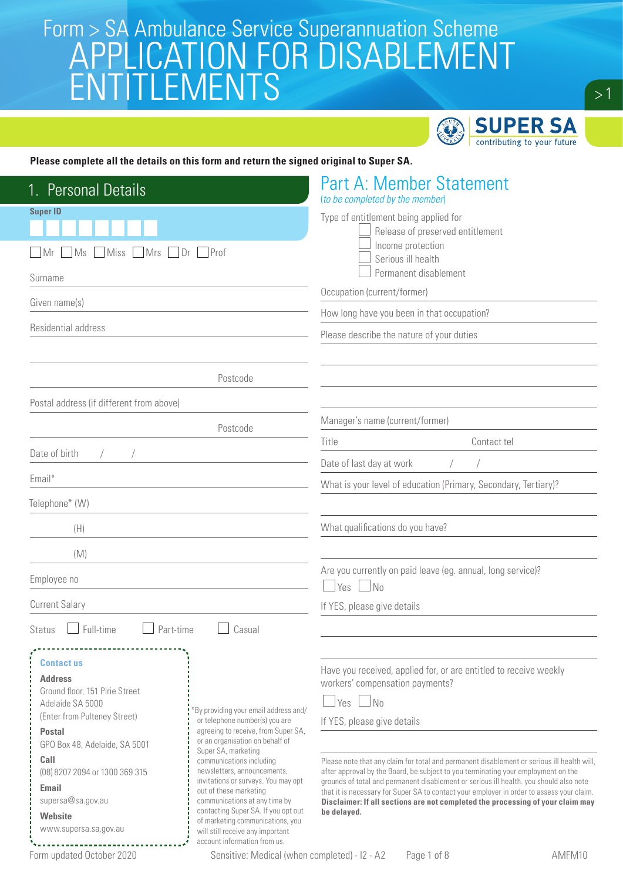# Form > SA Ambulance Service Superannuation Scheme

# APPLICATION FOR DISABLEMENT ENTITLEMENTS

SUPER SA
contributing to your future

**Please complete all the details on this form and return the signed original to Super SA.**

## 1. Personal Details

Super ID

☐ Mr ☐ Ms ☐ Miss ☐ Mrs ☐ Dr ☐ Prof

Surname

Given name(s)

Residential address

Postcode

Postal address (if different from above)

Postcode

Date of birth / /

Email*

Telephone* (W)

(H)

(M)

Employee no

Current Salary

Status ☐ Full-time ☐ Part-time ☐ Casual

**Contact us**

**Address**
Ground floor, 151 Pirie Street
Adelaide SA 5000
(Enter from Pulteney Street)

**Postal**
GPO Box 48, Adelaide, SA 5001

**Call**
(08) 8207 2094 or 1300 369 315

**Email**
supersa@sa.gov.au

**Website**
www.supersa.sa.gov.au

*By providing your email address and/or telephone number(s) you are agreeing to receive, from Super SA, or an organisation on behalf of Super SA, marketing communications including newsletters, announcements, invitations or surveys. You may opt out of these marketing communications at any time by contacting Super SA. If you opt out of marketing communications, you will still receive any important account information from us.

## Part A: Member Statement

*(to be completed by the member)*

Type of entitlement being applied for
- ☐ Release of preserved entitlement
- ☐ Income protection
- ☐ Serious ill health
- ☐ Permanent disablement

Occupation (current/former)

How long have you been in that occupation?

Please describe the nature of your duties

Manager's name (current/former)

Title Contact tel

Date of last day at work / /

What is your level of education (Primary, Secondary, Tertiary)?

What qualifications do you have?

Are you currently on paid leave (eg. annual, long service)?
☐ Yes ☐ No

If YES, please give details

Have you received, applied for, or are entitled to receive weekly workers' compensation payments?
☐ Yes ☐ No

If YES, please give details

Please note that any claim for total and permanent disablement or serious ill health will, after approval by the Board, be subject to you terminating your employment on the grounds of total and permanent disablement or serious ill health. you should also note that it is necessary for Super SA to contact your employer in order to assess your claim. **Disclaimer: If all sections are not completed the processing of your claim may be delayed.**

Form updated October 2020 Sensitive: Medical (when completed) - I2 - A2 AMFM10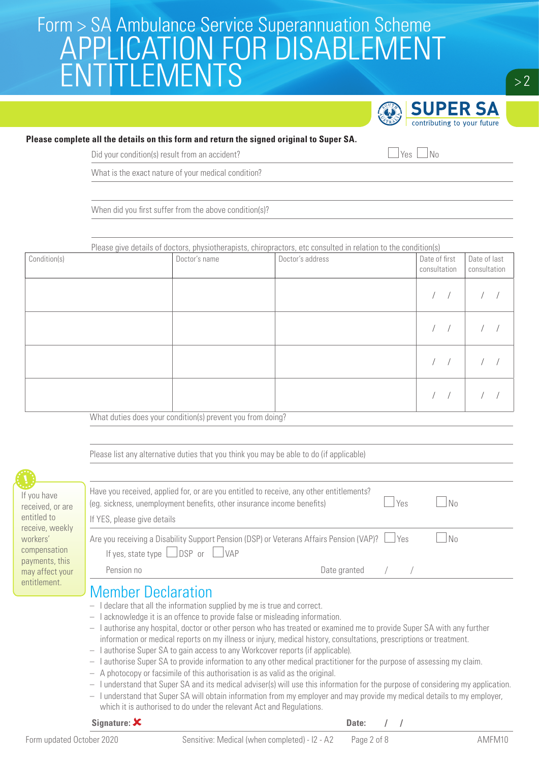Form > SA Ambulance Service Superannuation Scheme

# APPLICATION FOR DISABLEMENT ENTITLEMENTS

SUPER SA
contributing to your future

**Please complete all the details on this form and return the signed original to Super SA.**

Did your condition(s) result from an accident? ☐ Yes ☐ No

What is the exact nature of your medical condition?

When did you first suffer from the above condition(s)?

Please give details of doctors, physiotherapists, chiropractors, etc consulted in relation to the condition(s)

| Condition(s) | Doctor's name | Doctor's address | Date of first consultation | Date of last consultation |
|---|---|---|---|---|
| | | | / / | / / |
| | | | / / | / / |
| | | | / / | / / |
| | | | / / | / / |

What duties does your condition(s) prevent you from doing?

Please list any alternative duties that you think you may be able to do (if applicable)

> If you have received, or are entitled to receive, weekly workers' compensation payments, this may affect your entitlement.

Have you received, applied for, or are you entitled to receive, any other entitlements? (eg. sickness, unemployment benefits, other insurance income benefits) ☐ Yes ☐ No

If YES, please give details

Are you receiving a Disability Support Pension (DSP) or Veterans Affairs Pension (VAP)? ☐ Yes ☐ No

If yes, state type ☐ DSP or ☐ VAP

Pension no Date granted / /

## Member Declaration

- I declare that all the information supplied by me is true and correct.
- I acknowledge it is an offence to provide false or misleading information.
- I authorise any hospital, doctor or other person who has treated or examined me to provide Super SA with any further information or medical reports on my illness or injury, medical history, consultations, prescriptions or treatment.
- I authorise Super SA to gain access to any Workcover reports (if applicable).
- I authorise Super SA to provide information to any other medical practitioner for the purpose of assessing my claim.
- A photocopy or facsimile of this authorisation is as valid as the original.
- I understand that Super SA and its medical adviser(s) will use this information for the purpose of considering my application.
- I understand that Super SA will obtain information from my employer and may provide my medical details to my employer, which it is authorised to do under the relevant Act and Regulations.

**Signature:** ✘ **Date:** / /

Form updated October 2020 Sensitive: Medical (when completed) - I2 - A2 AMFM10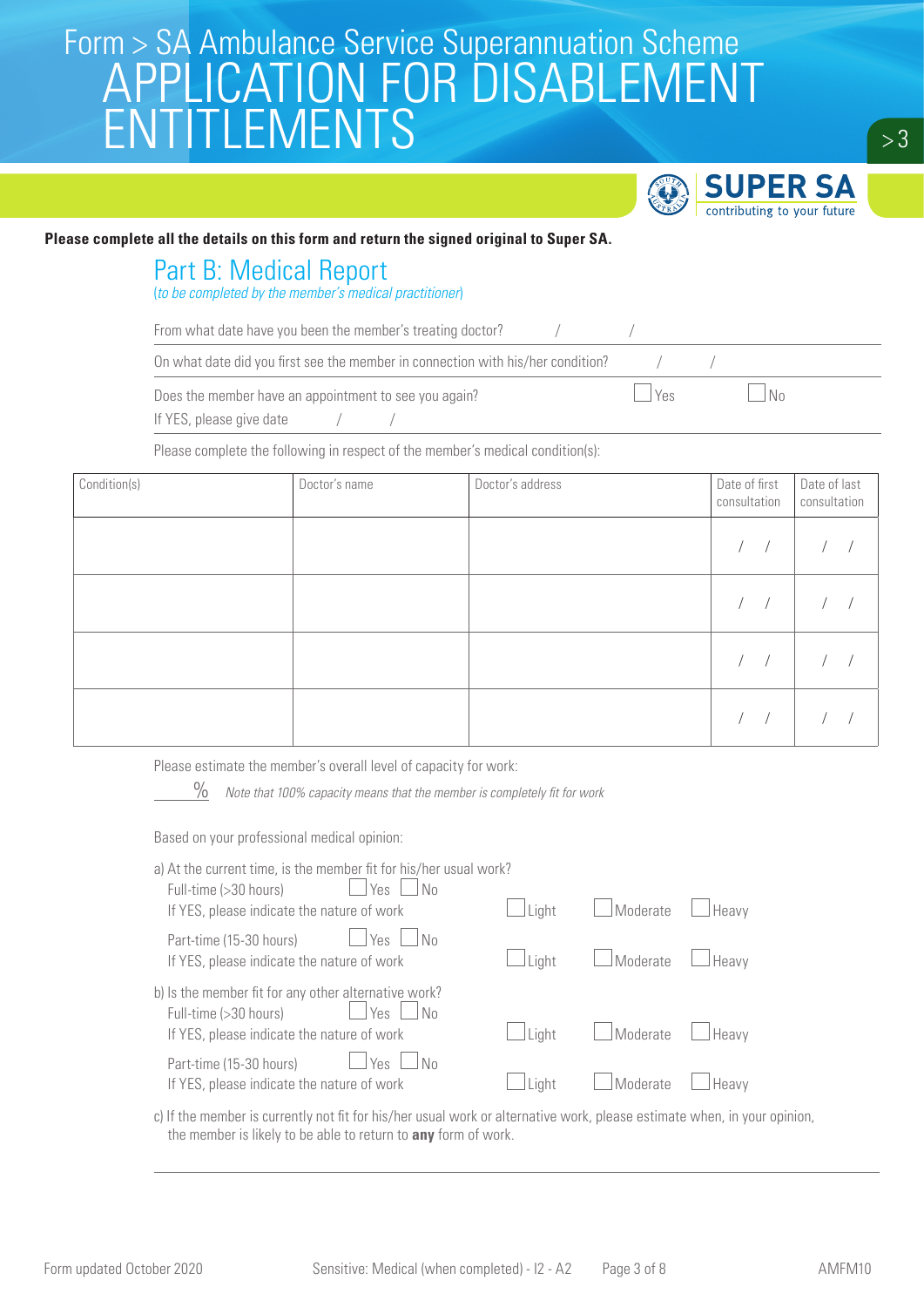# Form > SA Ambulance Service Superannuation Scheme
# APPLICATION FOR DISABLEMENT ENTITLEMENTS

**Please complete all the details on this form and return the signed original to Super SA.**

## Part B: Medical Report

(*to be completed by the member's medical practitioner*)

From what date have you been the member's treating doctor? ___ / ___ / ___

On what date did you first see the member in connection with his/her condition? ___ / ___ / ___

Does the member have an appointment to see you again? ☐ Yes ☐ No

If YES, please give date ___ / ___ / ___

Please complete the following in respect of the member's medical condition(s):

| Condition(s) | Doctor's name | Doctor's address | Date of first consultation | Date of last consultation |
|---|---|---|---|---|
| | | | / / | / / |
| | | | / / | / / |
| | | | / / | / / |
| | | | / / | / / |

Please estimate the member's overall level of capacity for work:

_____ % *Note that 100% capacity means that the member is completely fit for work*

Based on your professional medical opinion:

a) At the current time, is the member fit for his/her usual work?

Full-time (>30 hours) ☐ Yes ☐ No
If YES, please indicate the nature of work ☐ Light ☐ Moderate ☐ Heavy

Part-time (15-30 hours) ☐ Yes ☐ No
If YES, please indicate the nature of work ☐ Light ☐ Moderate ☐ Heavy

b) Is the member fit for any other alternative work?

Full-time (>30 hours) ☐ Yes ☐ No
If YES, please indicate the nature of work ☐ Light ☐ Moderate ☐ Heavy

Part-time (15-30 hours) ☐ Yes ☐ No
If YES, please indicate the nature of work ☐ Light ☐ Moderate ☐ Heavy

c) If the member is currently not fit for his/her usual work or alternative work, please estimate when, in your opinion, the member is likely to be able to return to **any** form of work.

_______________________________________________

Form updated October 2020 Sensitive: Medical (when completed) - I2 - A2 AMFM10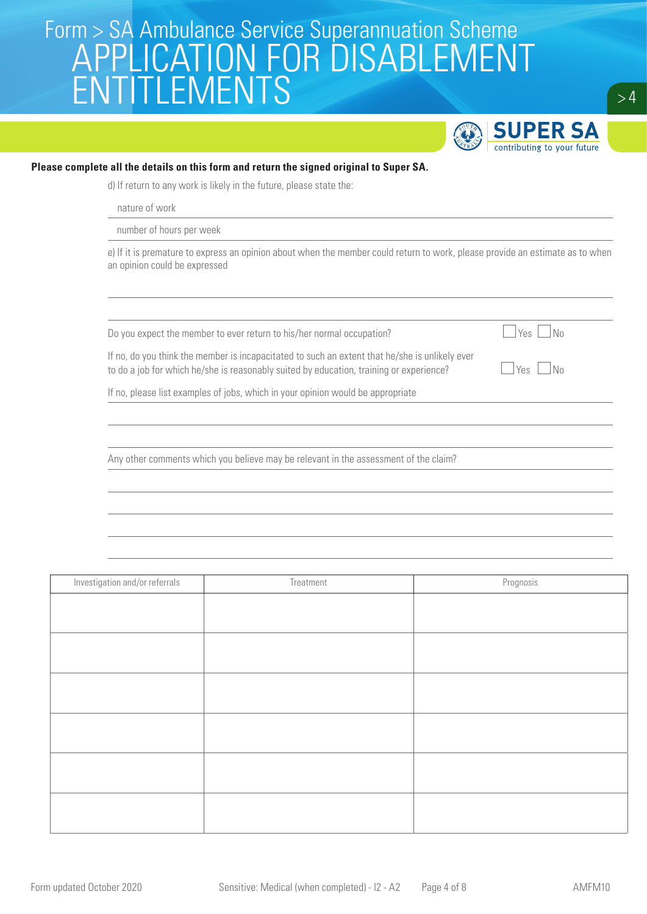Form > SA Ambulance Service Superannuation Scheme

# APPLICATION FOR DISABLEMENT ENTITLEMENTS

**Please complete all the details on this form and return the signed original to Super SA.**

d) If return to any work is likely in the future, please state the:

nature of work ______________________________

number of hours per week ______________________________

e) If it is premature to express an opinion about when the member could return to work, please provide an estimate as to when an opinion could be expressed

______________________________

______________________________

Do you expect the member to ever return to his/her normal occupation? ☐ Yes ☐ No

If no, do you think the member is incapacitated to such an extent that he/she is unlikely ever to do a job for which he/she is reasonably suited by education, training or experience? ☐ Yes ☐ No

If no, please list examples of jobs, which in your opinion would be appropriate

______________________________

______________________________

______________________________

Any other comments which you believe may be relevant in the assessment of the claim?

______________________________

______________________________

______________________________

______________________________

| Investigation and/or referrals | Treatment | Prognosis |
|---|---|---|
| | | |
| | | |
| | | |
| | | |
| | | |
| | | |

Form updated October 2020 &nbsp;&nbsp; Sensitive: Medical (when completed) - I2 - A2 &nbsp;&nbsp; AMFM10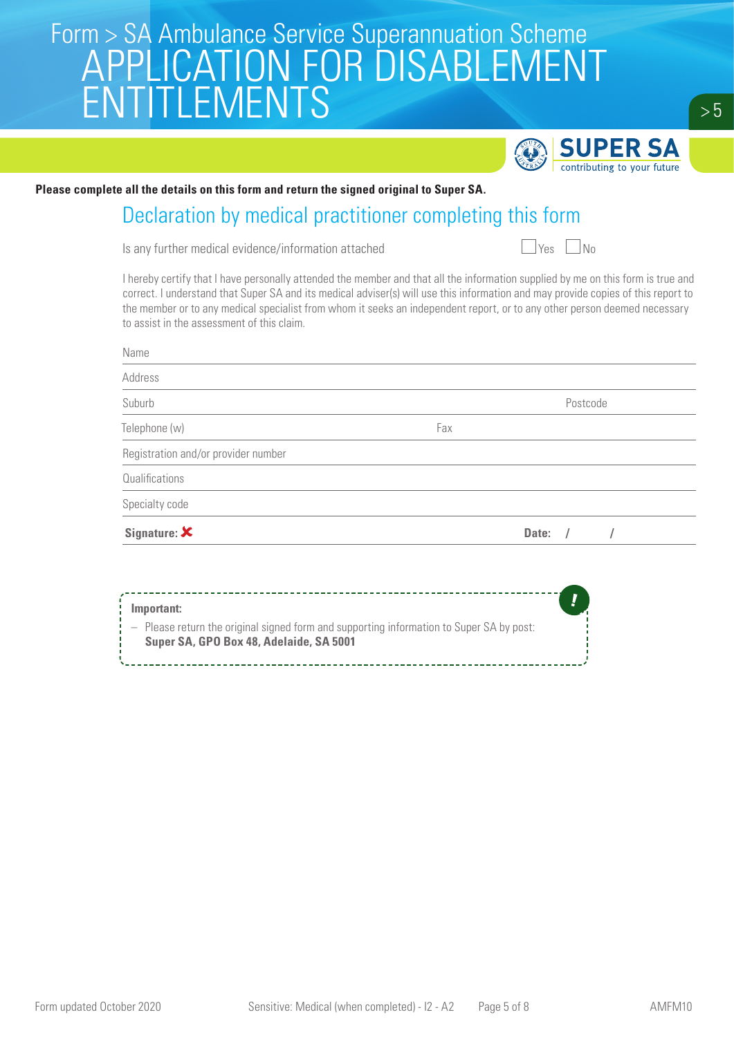# Form > SA Ambulance Service Superannuation Scheme
# APPLICATION FOR DISABLEMENT ENTITLEMENTS

SUPER SA
contributing to your future

**Please complete all the details on this form and return the signed original to Super SA.**

## Declaration by medical practitioner completing this form

Is any further medical evidence/information attached ☐ Yes ☐ No

I hereby certify that I have personally attended the member and that all the information supplied by me on this form is true and correct. I understand that Super SA and its medical adviser(s) will use this information and may provide copies of this report to the member or to any medical specialist from whom it seeks an independent report, or to any other person deemed necessary to assist in the assessment of this claim.

Name

Address

Suburb Postcode

Telephone (w) Fax

Registration and/or provider number

Qualifications

Specialty code

**Signature:** ✘ **Date:** / /

**Important:**

– Please return the original signed form and supporting information to Super SA by post:
**Super SA, GPO Box 48, Adelaide, SA 5001**

Form updated October 2020 Sensitive: Medical (when completed) - I2 - A2 AMFM10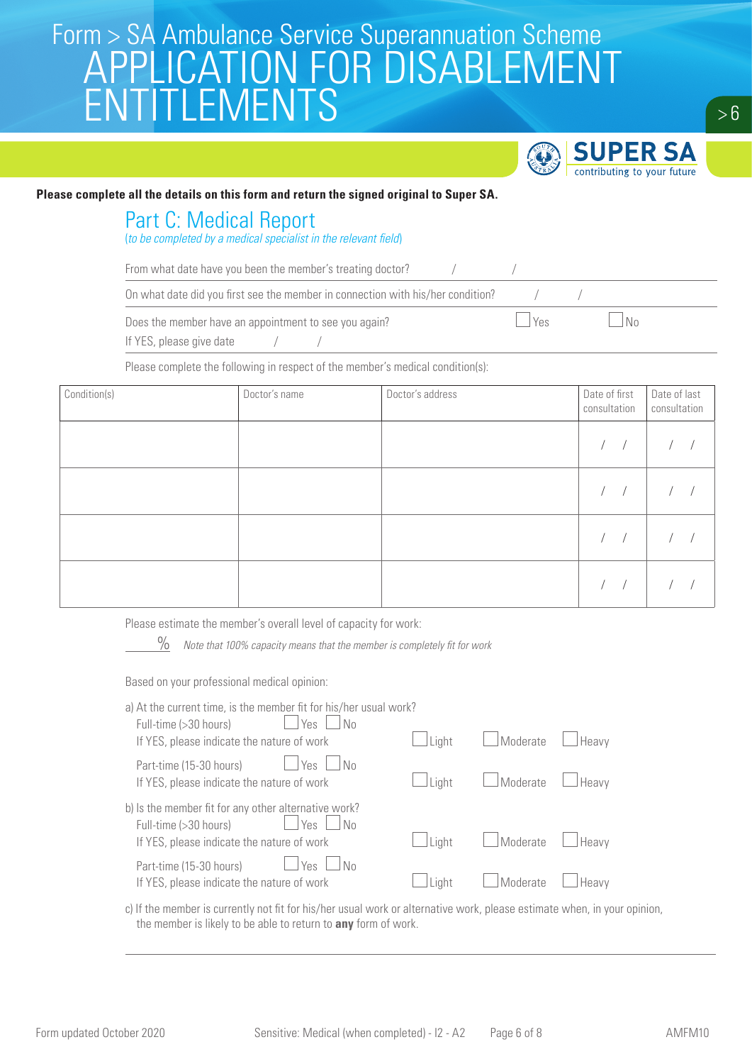Form > SA Ambulance Service Superannuation Scheme

# APPLICATION FOR DISABLEMENT ENTITLEMENTS

**Please complete all the details on this form and return the signed original to Super SA.**

## Part C: Medical Report

(*to be completed by a medical specialist in the relevant field*)

From what date have you been the member's treating doctor? / /

On what date did you first see the member in connection with his/her condition? / /

Does the member have an appointment to see you again? ☐ Yes ☐ No

If YES, please give date / /

Please complete the following in respect of the member's medical condition(s):

| Condition(s) | Doctor's name | Doctor's address | Date of first consultation | Date of last consultation |
|---|---|---|---|---|
| | | | / / | / / |
| | | | / / | / / |
| | | | / / | / / |
| | | | / / | / / |

Please estimate the member's overall level of capacity for work:

____ % *Note that 100% capacity means that the member is completely fit for work*

Based on your professional medical opinion:

a) At the current time, is the member fit for his/her usual work?

Full-time (>30 hours) ☐ Yes ☐ No
If YES, please indicate the nature of work ☐ Light ☐ Moderate ☐ Heavy

Part-time (15-30 hours) ☐ Yes ☐ No
If YES, please indicate the nature of work ☐ Light ☐ Moderate ☐ Heavy

b) Is the member fit for any other alternative work?

Full-time (>30 hours) ☐ Yes ☐ No
If YES, please indicate the nature of work ☐ Light ☐ Moderate ☐ Heavy

Part-time (15-30 hours) ☐ Yes ☐ No
If YES, please indicate the nature of work ☐ Light ☐ Moderate ☐ Heavy

c) If the member is currently not fit for his/her usual work or alternative work, please estimate when, in your opinion, the member is likely to be able to return to **any** form of work.

______________________________________________

Form updated October 2020 Sensitive: Medical (when completed) - I2 - A2 AMFM10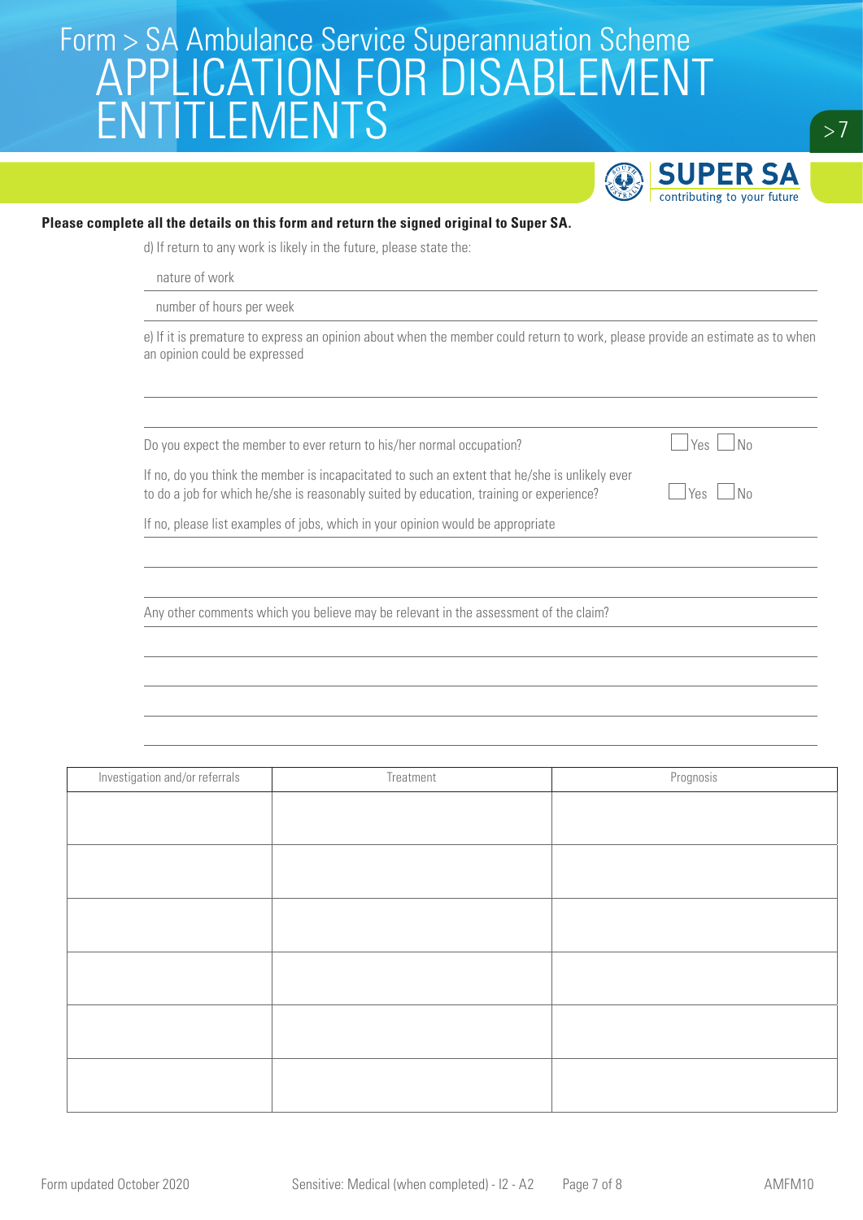# Form > SA Ambulance Service Superannuation Scheme
# APPLICATION FOR DISABLEMENT ENTITLEMENTS

SUPER SA
contributing to your future

**Please complete all the details on this form and return the signed original to Super SA.**

d) If return to any work is likely in the future, please state the:

nature of work

number of hours per week

e) If it is premature to express an opinion about when the member could return to work, please provide an estimate as to when an opinion could be expressed

Do you expect the member to ever return to his/her normal occupation? ☐ Yes ☐ No

If no, do you think the member is incapacitated to such an extent that he/she is unlikely ever to do a job for which he/she is reasonably suited by education, training or experience? ☐ Yes ☐ No

If no, please list examples of jobs, which in your opinion would be appropriate

Any other comments which you believe may be relevant in the assessment of the claim?

| Investigation and/or referrals | Treatment | Prognosis |
|---|---|---|
| | | |
| | | |
| | | |
| | | |
| | | |
| | | |

Form updated October 2020 Sensitive: Medical (when completed) - I2 - A2 AMFM10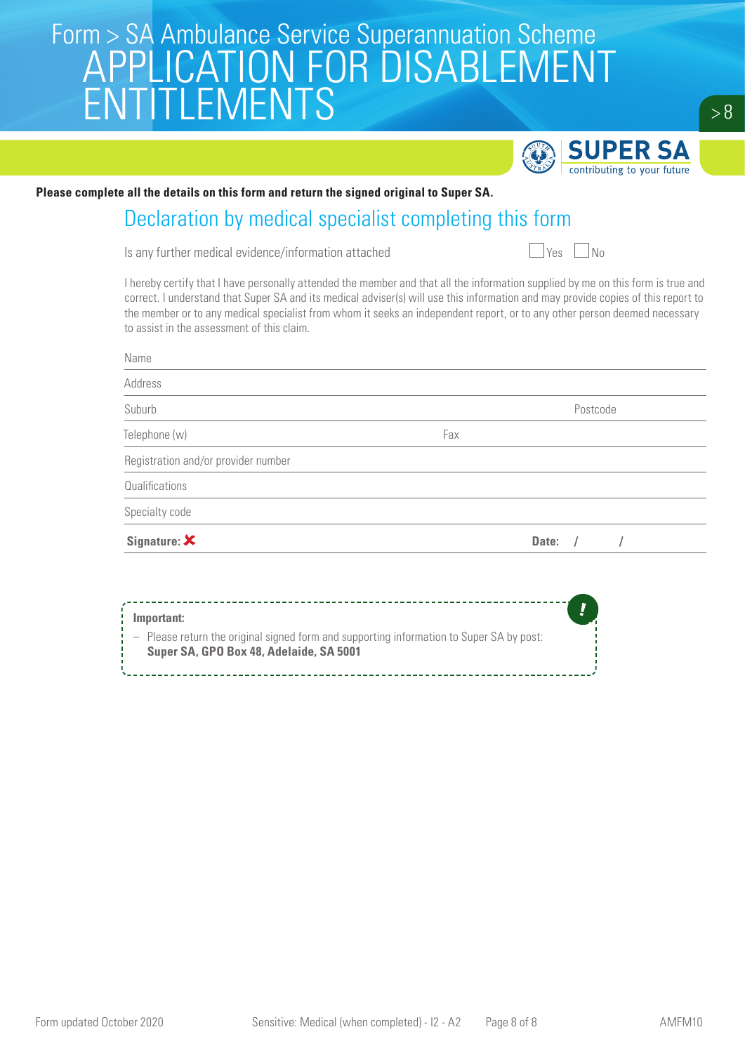# Form > SA Ambulance Service Superannuation Scheme
# APPLICATION FOR DISABLEMENT ENTITLEMENTS

**Please complete all the details on this form and return the signed original to Super SA.**

## Declaration by medical specialist completing this form

Is any further medical evidence/information attached ☐ Yes ☐ No

I hereby certify that I have personally attended the member and that all the information supplied by me on this form is true and correct. I understand that Super SA and its medical adviser(s) will use this information and may provide copies of this report to the member or to any medical specialist from whom it seeks an independent report, or to any other person deemed necessary to assist in the assessment of this claim.

Name

Address

Suburb Postcode

Telephone (w) Fax

Registration and/or provider number

Qualifications

Specialty code

**Signature:** ✘ **Date:** / /

**Important:**

- Please return the original signed form and supporting information to Super SA by post: **Super SA, GPO Box 48, Adelaide, SA 5001**

Form updated October 2020 Sensitive: Medical (when completed) - I2 - A2 AMFM10